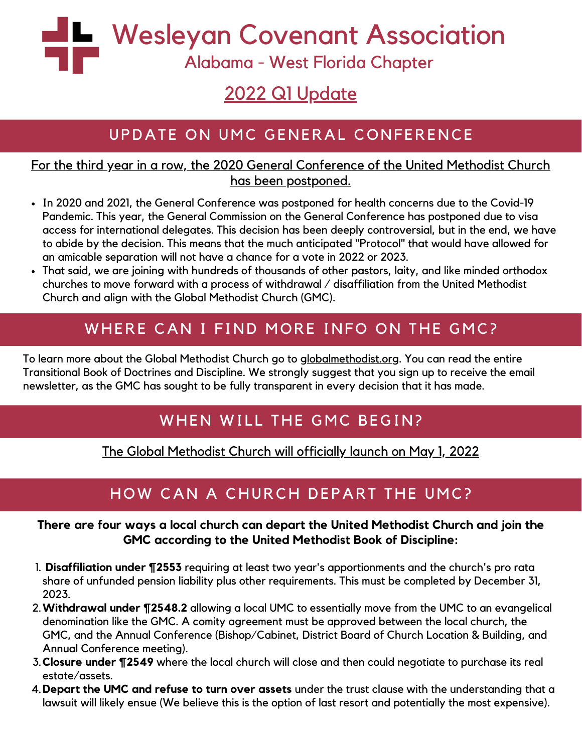# Wesleyan Covenant Association

## Alabama - West Florida Chapter

## 2022 Q1 Update

## UPDATE ON UMC GENERAL CONFERENCE

For the third year in a row, the 2020 General Conference of the United Methodist Church has been postponed.

- In 2020 and 2021, the General Conference was postponed for health concerns due to the Covid-19 Pandemic. This year, the General Commission on the General Conference has postponed due to visa access for international delegates. This decision has been deeply controversial, but in the end, we have to abide by the decision. This means that the much anticipated "Protocol" that would have allowed for an amicable separation will not have a chance for a vote in 2022 or 2023.
- That said, we are joining with hundreds of thousands of other pastors, laity, and like minded orthodox churches to move forward with a process of withdrawal / disaffiliation from the United Methodist Church and align with the Global Methodist Church (GMC).

## WHERE CAN I FIND MORE INFO ON THE GMC?

To learn more about the Global Methodist Church go to globalmethodist.org. You can read the entire Transitional Book of Doctrines and Discipline. We strongly suggest that you sign up to receive the email newsletter, as the GMC has sought to be fully transparent in every decision that it has made.

## WHEN WILL THE GMC BEGIN?

The Global Methodist Church will officially launch on May 1, 2022

## HOW CAN A CHURCH DEPART THE UMC?

**There are four ways a local church can depart the United Methodist Church and join the GMC according to the United Methodist Book of Discipline:**

1. **Disaffiliation under ¶2553** requiring at least two year's apportionments and the church's pro rata share of unfunded pension liability plus other requirements. This must be completed by December 31, 2023.
2. **Withdrawal under ¶2548.2** allowing a local UMC to essentially move from the UMC to an evangelical denomination like the GMC. A comity agreement must be approved between the local church, the GMC, and the Annual Conference (Bishop/Cabinet, District Board of Church Location & Building, and Annual Conference meeting).
3. **Closure under ¶2549** where the local church will close and then could negotiate to purchase its real estate/assets.
4. **Depart the UMC and refuse to turn over assets** under the trust clause with the understanding that a lawsuit will likely ensue (We believe this is the option of last resort and potentially the most expensive).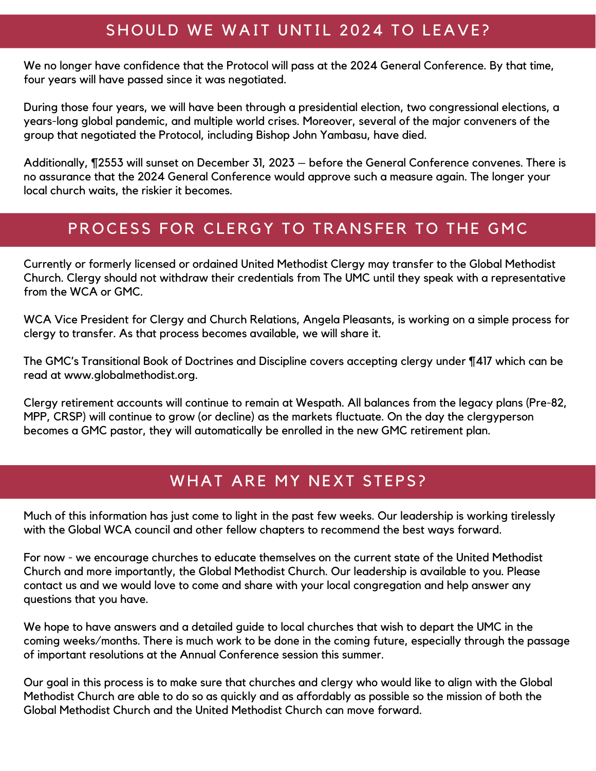## SHOULD WE WAIT UNTIL 2024 TO LEAVE?

We no longer have confidence that the Protocol will pass at the 2024 General Conference. By that time, four years will have passed since it was negotiated.

During those four years, we will have been through a presidential election, two congressional elections, a years-long global pandemic, and multiple world crises. Moreover, several of the major conveners of the group that negotiated the Protocol, including Bishop John Yambasu, have died.

Additionally, ¶2553 will sunset on December 31, 2023 – before the General Conference convenes. There is no assurance that the 2024 General Conference would approve such a measure again. The longer your local church waits, the riskier it becomes.

## PROCESS FOR CLERGY TO TRANSFER TO THE GMC

Currently or formerly licensed or ordained United Methodist Clergy may transfer to the Global Methodist Church. Clergy should not withdraw their credentials from The UMC until they speak with a representative from the WCA or GMC.

WCA Vice President for Clergy and Church Relations, Angela Pleasants, is working on a simple process for clergy to transfer. As that process becomes available, we will share it.

The GMC's Transitional Book of Doctrines and Discipline covers accepting clergy under ¶417 which can be read at www.globalmethodist.org.

Clergy retirement accounts will continue to remain at Wespath. All balances from the legacy plans (Pre-82, MPP, CRSP) will continue to grow (or decline) as the markets fluctuate. On the day the clergyperson becomes a GMC pastor, they will automatically be enrolled in the new GMC retirement plan.

## WHAT ARE MY NEXT STEPS?

Much of this information has just come to light in the past few weeks. Our leadership is working tirelessly with the Global WCA council and other fellow chapters to recommend the best ways forward.

For now - we encourage churches to educate themselves on the current state of the United Methodist Church and more importantly, the Global Methodist Church. Our leadership is available to you. Please contact us and we would love to come and share with your local congregation and help answer any questions that you have.

We hope to have answers and a detailed guide to local churches that wish to depart the UMC in the coming weeks/months. There is much work to be done in the coming future, especially through the passage of important resolutions at the Annual Conference session this summer.

Our goal in this process is to make sure that churches and clergy who would like to align with the Global Methodist Church are able to do so as quickly and as affordably as possible so the mission of both the Global Methodist Church and the United Methodist Church can move forward.